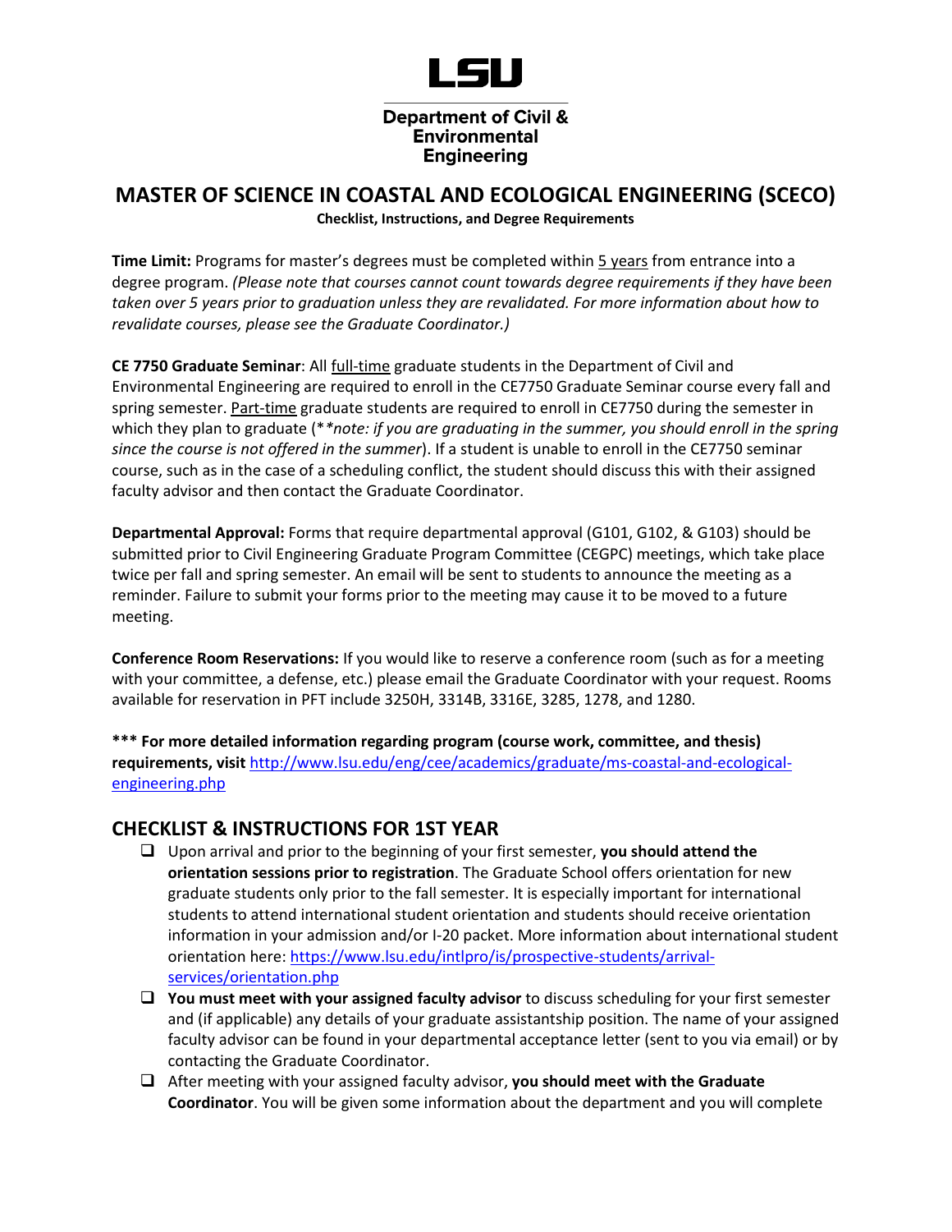**LSU**

**Department of Civil & Environmental Engineering**

# MASTER OF SCIENCE IN COASTAL AND ECOLOGICAL ENGINEERING (SCECO)

**Checklist, Instructions, and Degree Requirements**

**Time Limit:** Programs for master's degrees must be completed within 5 years from entrance into a degree program. *(Please note that courses cannot count towards degree requirements if they have been taken over 5 years prior to graduation unless they are revalidated. For more information about how to revalidate courses, please see the Graduate Coordinator.)*

**CE 7750 Graduate Seminar**: All full-time graduate students in the Department of Civil and Environmental Engineering are required to enroll in the CE7750 Graduate Seminar course every fall and spring semester. Part-time graduate students are required to enroll in CE7750 during the semester in which they plan to graduate (\**note: if you are graduating in the summer, you should enroll in the spring since the course is not offered in the summer*). If a student is unable to enroll in the CE7750 seminar course, such as in the case of a scheduling conflict, the student should discuss this with their assigned faculty advisor and then contact the Graduate Coordinator.

**Departmental Approval:** Forms that require departmental approval (G101, G102, & G103) should be submitted prior to Civil Engineering Graduate Program Committee (CEGPC) meetings, which take place twice per fall and spring semester. An email will be sent to students to announce the meeting as a reminder. Failure to submit your forms prior to the meeting may cause it to be moved to a future meeting.

**Conference Room Reservations:** If you would like to reserve a conference room (such as for a meeting with your committee, a defense, etc.) please email the Graduate Coordinator with your request. Rooms available for reservation in PFT include 3250H, 3314B, 3316E, 3285, 1278, and 1280.

**\*\*\* For more detailed information regarding program (course work, committee, and thesis) requirements, visit** [http://www.lsu.edu/eng/cee/academics/graduate/ms-coastal-and-ecological-engineering.php](http://www.lsu.edu/eng/cee/academics/graduate/ms-coastal-and-ecological-engineering.php)

## CHECKLIST & INSTRUCTIONS FOR 1ST YEAR

- ☐ Upon arrival and prior to the beginning of your first semester, **you should attend the orientation sessions prior to registration**. The Graduate School offers orientation for new graduate students only prior to the fall semester. It is especially important for international students to attend international student orientation and students should receive orientation information in your admission and/or I-20 packet. More information about international student orientation here: [https://www.lsu.edu/intlpro/is/prospective-students/arrival-services/orientation.php](https://www.lsu.edu/intlpro/is/prospective-students/arrival-services/orientation.php)
- ☐ **You must meet with your assigned faculty advisor** to discuss scheduling for your first semester and (if applicable) any details of your graduate assistantship position. The name of your assigned faculty advisor can be found in your departmental acceptance letter (sent to you via email) or by contacting the Graduate Coordinator.
- ☐ After meeting with your assigned faculty advisor, **you should meet with the Graduate Coordinator**. You will be given some information about the department and you will complete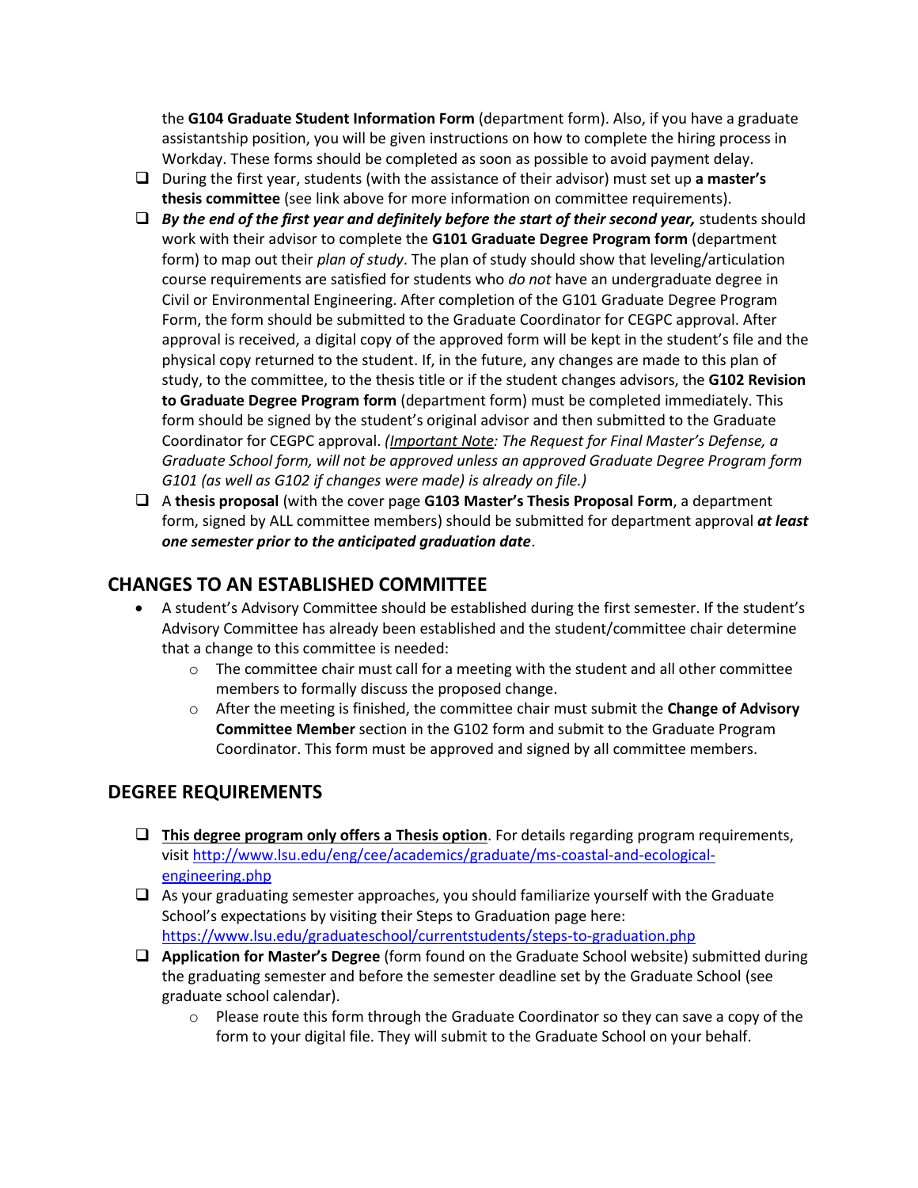the **G104 Graduate Student Information Form** (department form). Also, if you have a graduate assistantship position, you will be given instructions on how to complete the hiring process in Workday. These forms should be completed as soon as possible to avoid payment delay.

- [ ] During the first year, students (with the assistance of their advisor) must set up **a master's thesis committee** (see link above for more information on committee requirements).
- [ ] ***By the end of the first year and definitely before the start of their second year,*** students should work with their advisor to complete the **G101 Graduate Degree Program form** (department form) to map out their *plan of study*. The plan of study should show that leveling/articulation course requirements are satisfied for students who *do not* have an undergraduate degree in Civil or Environmental Engineering. After completion of the G101 Graduate Degree Program Form, the form should be submitted to the Graduate Coordinator for CEGPC approval. After approval is received, a digital copy of the approved form will be kept in the student's file and the physical copy returned to the student. If, in the future, any changes are made to this plan of study, to the committee, to the thesis title or if the student changes advisors, the **G102 Revision to Graduate Degree Program form** (department form) must be completed immediately. This form should be signed by the student's original advisor and then submitted to the Graduate Coordinator for CEGPC approval. *(<u>Important Note</u>: The Request for Final Master's Defense, a Graduate School form, will not be approved unless an approved Graduate Degree Program form G101 (as well as G102 if changes were made) is already on file.)*
- [ ] A **thesis proposal** (with the cover page **G103 Master's Thesis Proposal Form**, a department form, signed by ALL committee members) should be submitted for department approval ***at least one semester prior to the anticipated graduation date***.

## CHANGES TO AN ESTABLISHED COMMITTEE

- A student's Advisory Committee should be established during the first semester. If the student's Advisory Committee has already been established and the student/committee chair determine that a change to this committee is needed:
  - The committee chair must call for a meeting with the student and all other committee members to formally discuss the proposed change.
  - After the meeting is finished, the committee chair must submit the **Change of Advisory Committee Member** section in the G102 form and submit to the Graduate Program Coordinator. This form must be approved and signed by all committee members.

## DEGREE REQUIREMENTS

- [ ] **<u>This degree program only offers a Thesis option</u>**. For details regarding program requirements, visit http://www.lsu.edu/eng/cee/academics/graduate/ms-coastal-and-ecological-engineering.php
- [ ] As your graduating semester approaches, you should familiarize yourself with the Graduate School's expectations by visiting their Steps to Graduation page here: https://www.lsu.edu/graduateschool/currentstudents/steps-to-graduation.php
- [ ] **Application for Master's Degree** (form found on the Graduate School website) submitted during the graduating semester and before the semester deadline set by the Graduate School (see graduate school calendar).
  - Please route this form through the Graduate Coordinator so they can save a copy of the form to your digital file. They will submit to the Graduate School on your behalf.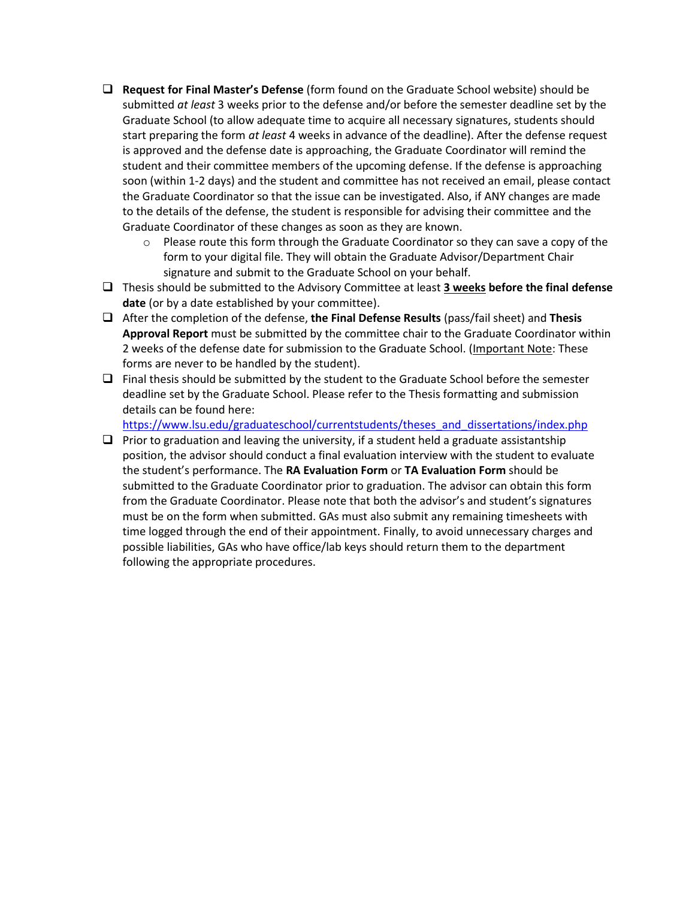- [ ] **Request for Final Master's Defense** (form found on the Graduate School website) should be submitted *at least* 3 weeks prior to the defense and/or before the semester deadline set by the Graduate School (to allow adequate time to acquire all necessary signatures, students should start preparing the form *at least* 4 weeks in advance of the deadline). After the defense request is approved and the defense date is approaching, the Graduate Coordinator will remind the student and their committee members of the upcoming defense. If the defense is approaching soon (within 1-2 days) and the student and committee has not received an email, please contact the Graduate Coordinator so that the issue can be investigated. Also, if ANY changes are made to the details of the defense, the student is responsible for advising their committee and the Graduate Coordinator of these changes as soon as they are known.
    - Please route this form through the Graduate Coordinator so they can save a copy of the form to your digital file. They will obtain the Graduate Advisor/Department Chair signature and submit to the Graduate School on your behalf.
- [ ] Thesis should be submitted to the Advisory Committee at least <u>**3 weeks**</u> **before the final defense date** (or by a date established by your committee).
- [ ] After the completion of the defense, **the Final Defense Results** (pass/fail sheet) and **Thesis Approval Report** must be submitted by the committee chair to the Graduate Coordinator within 2 weeks of the defense date for submission to the Graduate School. (<u>Important Note</u>: These forms are never to be handled by the student).
- [ ] Final thesis should be submitted by the student to the Graduate School before the semester deadline set by the Graduate School. Please refer to the Thesis formatting and submission details can be found here: [https://www.lsu.edu/graduateschool/currentstudents/theses_and_dissertations/index.php](https://www.lsu.edu/graduateschool/currentstudents/theses_and_dissertations/index.php)
- [ ] Prior to graduation and leaving the university, if a student held a graduate assistantship position, the advisor should conduct a final evaluation interview with the student to evaluate the student's performance. The **RA Evaluation Form** or **TA Evaluation Form** should be submitted to the Graduate Coordinator prior to graduation. The advisor can obtain this form from the Graduate Coordinator. Please note that both the advisor's and student's signatures must be on the form when submitted. GAs must also submit any remaining timesheets with time logged through the end of their appointment. Finally, to avoid unnecessary charges and possible liabilities, GAs who have office/lab keys should return them to the department following the appropriate procedures.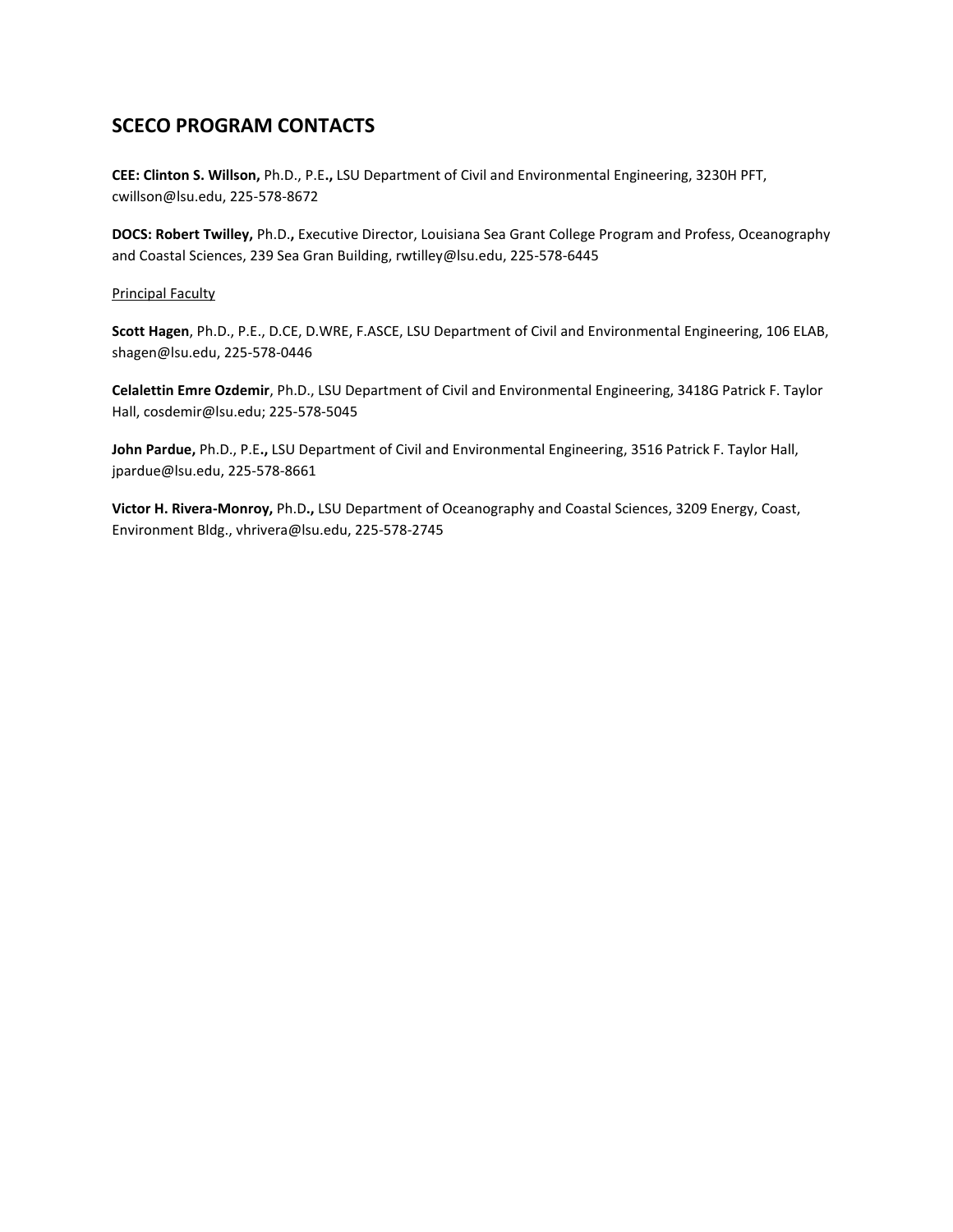## SCECO PROGRAM CONTACTS

**CEE: Clinton S. Willson,** Ph.D., P.E**.,** LSU Department of Civil and Environmental Engineering, 3230H PFT, cwillson@lsu.edu, 225-578-8672

**DOCS: Robert Twilley,** Ph.D.**,** Executive Director, Louisiana Sea Grant College Program and Profess, Oceanography and Coastal Sciences, 239 Sea Gran Building, rwtilley@lsu.edu, 225-578-6445

<u>Principal Faculty</u>

**Scott Hagen**, Ph.D., P.E., D.CE, D.WRE, F.ASCE, LSU Department of Civil and Environmental Engineering, 106 ELAB, shagen@lsu.edu, 225-578-0446

**Celalettin Emre Ozdemir**, Ph.D., LSU Department of Civil and Environmental Engineering, 3418G Patrick F. Taylor Hall, cosdemir@lsu.edu; 225-578-5045

**John Pardue,** Ph.D., P.E**.,** LSU Department of Civil and Environmental Engineering, 3516 Patrick F. Taylor Hall, jpardue@lsu.edu, 225-578-8661

**Victor H. Rivera-Monroy,** Ph.D**.,** LSU Department of Oceanography and Coastal Sciences, 3209 Energy, Coast, Environment Bldg., vhrivera@lsu.edu, 225-578-2745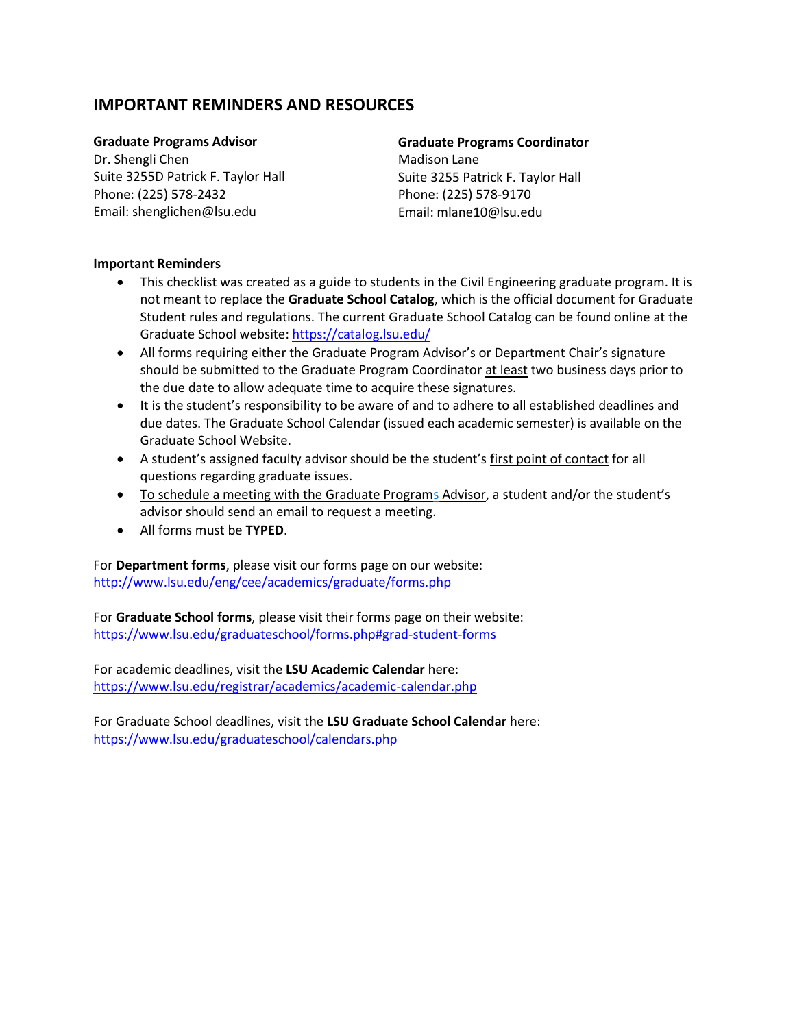## IMPORTANT REMINDERS AND RESOURCES

**Graduate Programs Advisor**
Dr. Shengli Chen
Suite 3255D Patrick F. Taylor Hall
Phone: (225) 578-2432
Email: shenglichen@lsu.edu

**Graduate Programs Coordinator**
Madison Lane
Suite 3255 Patrick F. Taylor Hall
Phone: (225) 578-9170
Email: mlane10@lsu.edu

**Important Reminders**

- This checklist was created as a guide to students in the Civil Engineering graduate program. It is not meant to replace the **Graduate School Catalog**, which is the official document for Graduate Student rules and regulations. The current Graduate School Catalog can be found online at the Graduate School website: https://catalog.lsu.edu/
- All forms requiring either the Graduate Program Advisor's or Department Chair's signature should be submitted to the Graduate Program Coordinator at least two business days prior to the due date to allow adequate time to acquire these signatures.
- It is the student's responsibility to be aware of and to adhere to all established deadlines and due dates. The Graduate School Calendar (issued each academic semester) is available on the Graduate School Website.
- A student's assigned faculty advisor should be the student's first point of contact for all questions regarding graduate issues.
- To schedule a meeting with the Graduate Programs Advisor, a student and/or the student's advisor should send an email to request a meeting.
- All forms must be **TYPED**.

For **Department forms**, please visit our forms page on our website:
http://www.lsu.edu/eng/cee/academics/graduate/forms.php

For **Graduate School forms**, please visit their forms page on their website:
https://www.lsu.edu/graduateschool/forms.php#grad-student-forms

For academic deadlines, visit the **LSU Academic Calendar** here:
https://www.lsu.edu/registrar/academics/academic-calendar.php

For Graduate School deadlines, visit the **LSU Graduate School Calendar** here:
https://www.lsu.edu/graduateschool/calendars.php